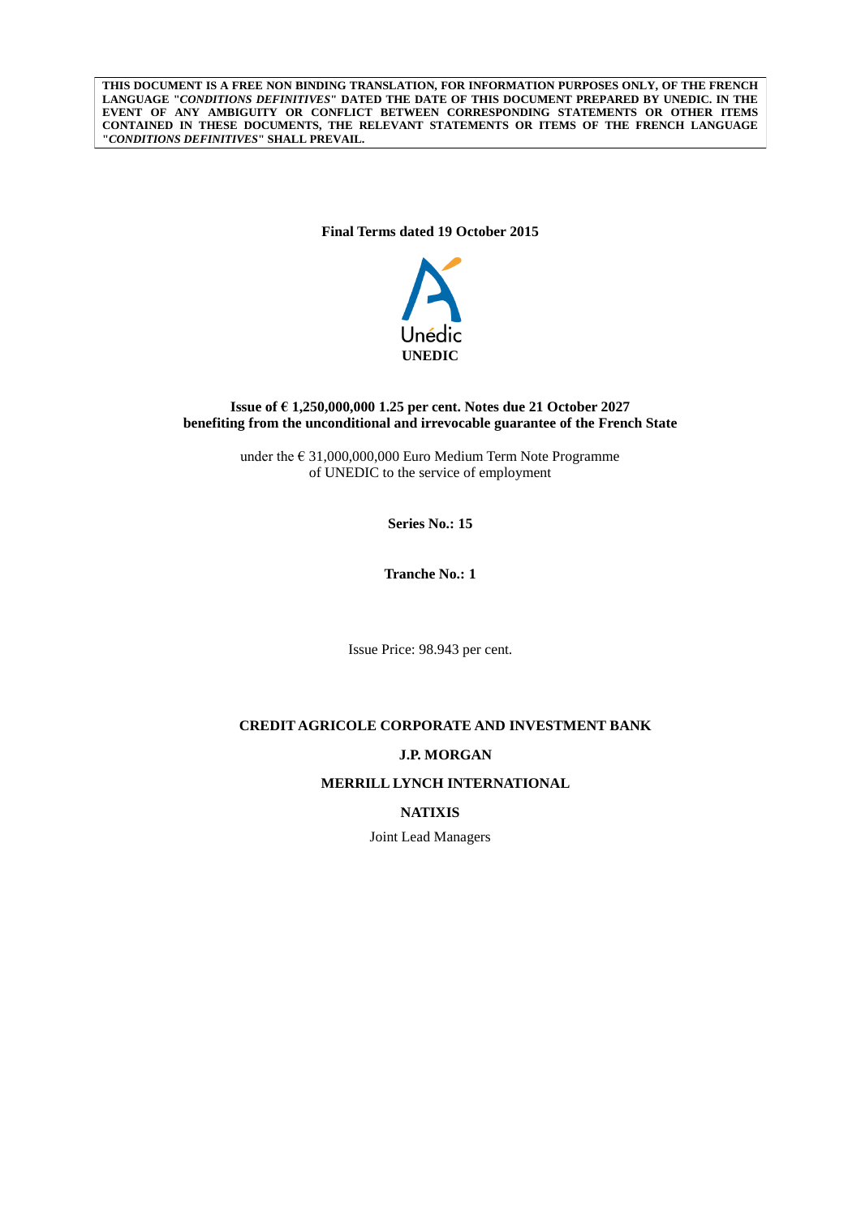**THIS DOCUMENT IS A FREE NON BINDING TRANSLATION, FOR INFORMATION PURPOSES ONLY, OF THE FRENCH LANGUAGE "*CONDITIONS DEFINITIVES*" DATED THE DATE OF THIS DOCUMENT PREPARED BY UNEDIC. IN THE EVENT OF ANY AMBIGUITY OR CONFLICT BETWEEN CORRESPONDING STATEMENTS OR OTHER ITEMS CONTAINED IN THESE DOCUMENTS, THE RELEVANT STATEMENTS OR ITEMS OF THE FRENCH LANGUAGE "*CONDITIONS DEFINITIVES*" SHALL PREVAIL.**

**Final Terms dated 19 October 2015**

Unédic

**UNEDIC**

**Issue of € 1,250,000,000 1.25 per cent. Notes due 21 October 2027**
**benefiting from the unconditional and irrevocable guarantee of the French State**

under the € 31,000,000,000 Euro Medium Term Note Programme
of UNEDIC to the service of employment

**Series No.: 15**

**Tranche No.: 1**

Issue Price: 98.943 per cent.

**CREDIT AGRICOLE CORPORATE AND INVESTMENT BANK**

**J.P. MORGAN**

**MERRILL LYNCH INTERNATIONAL**

**NATIXIS**

Joint Lead Managers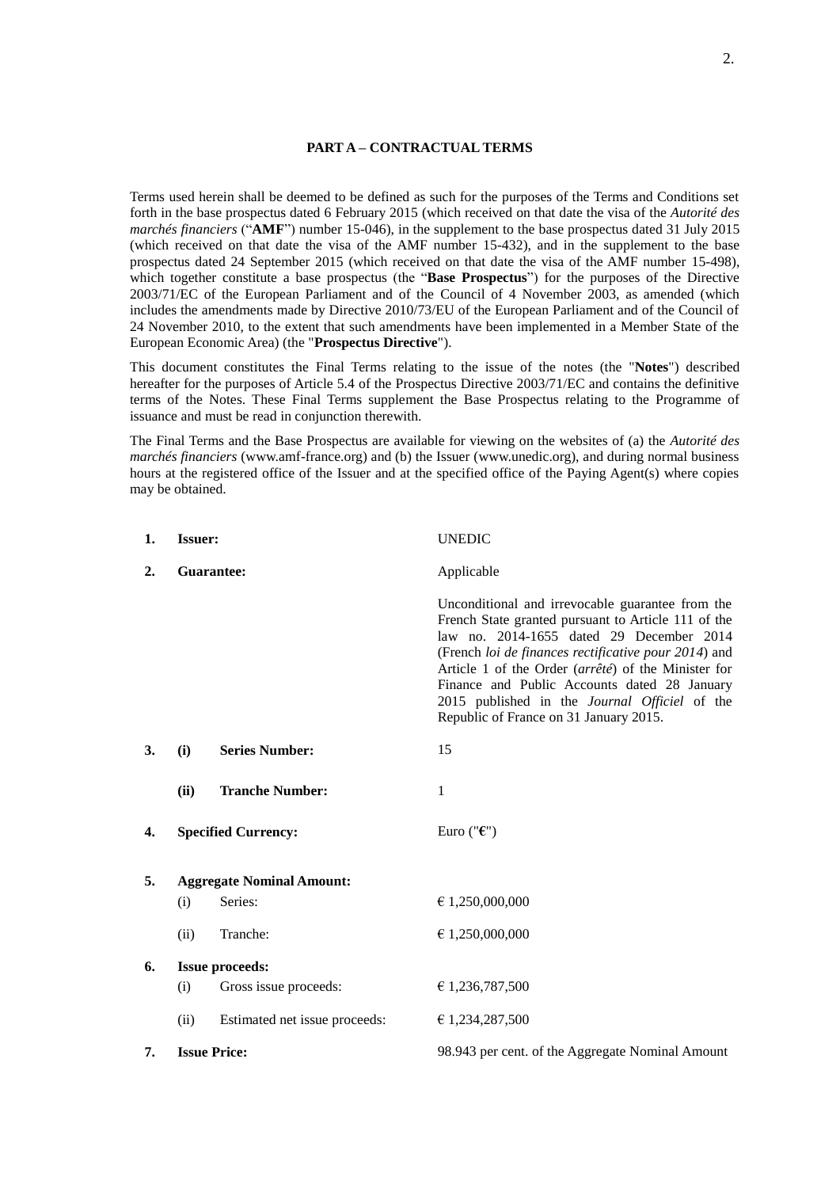## PART A – CONTRACTUAL TERMS

Terms used herein shall be deemed to be defined as such for the purposes of the Terms and Conditions set forth in the base prospectus dated 6 February 2015 (which received on that date the visa of the *Autorité des marchés financiers* ("**AMF**") number 15-046), in the supplement to the base prospectus dated 31 July 2015 (which received on that date the visa of the AMF number 15-432), and in the supplement to the base prospectus dated 24 September 2015 (which received on that date the visa of the AMF number 15-498), which together constitute a base prospectus (the "**Base Prospectus**") for the purposes of the Directive 2003/71/EC of the European Parliament and of the Council of 4 November 2003, as amended (which includes the amendments made by Directive 2010/73/EU of the European Parliament and of the Council of 24 November 2010, to the extent that such amendments have been implemented in a Member State of the European Economic Area) (the "**Prospectus Directive**").

This document constitutes the Final Terms relating to the issue of the notes (the "**Notes**") described hereafter for the purposes of Article 5.4 of the Prospectus Directive 2003/71/EC and contains the definitive terms of the Notes. These Final Terms supplement the Base Prospectus relating to the Programme of issuance and must be read in conjunction therewith.

The Final Terms and the Base Prospectus are available for viewing on the websites of (a) the *Autorité des marchés financiers* (www.amf-france.org) and (b) the Issuer (www.unedic.org), and during normal business hours at the registered office of the Issuer and at the specified office of the Paying Agent(s) where copies may be obtained.

| | | |
|---|---|---|
| **1.** | **Issuer:** | UNEDIC |
| **2.** | **Guarantee:** | Applicable |
| | | Unconditional and irrevocable guarantee from the French State granted pursuant to Article 111 of the law no. 2014-1655 dated 29 December 2014 (French *loi de finances rectificative pour 2014*) and Article 1 of the Order (*arrêté*) of the Minister for Finance and Public Accounts dated 28 January 2015 published in the *Journal Officiel* of the Republic of France on 31 January 2015. |
| **3.** | **(i) Series Number:** | 15 |
| | **(ii) Tranche Number:** | 1 |
| **4.** | **Specified Currency:** | Euro ("**€**") |
| **5.** | **Aggregate Nominal Amount:** | |
| | (i) Series: | € 1,250,000,000 |
| | (ii) Tranche: | € 1,250,000,000 |
| **6.** | **Issue proceeds:** | |
| | (i) Gross issue proceeds: | € 1,236,787,500 |
| | (ii) Estimated net issue proceeds: | € 1,234,287,500 |
| **7.** | **Issue Price:** | 98.943 per cent. of the Aggregate Nominal Amount |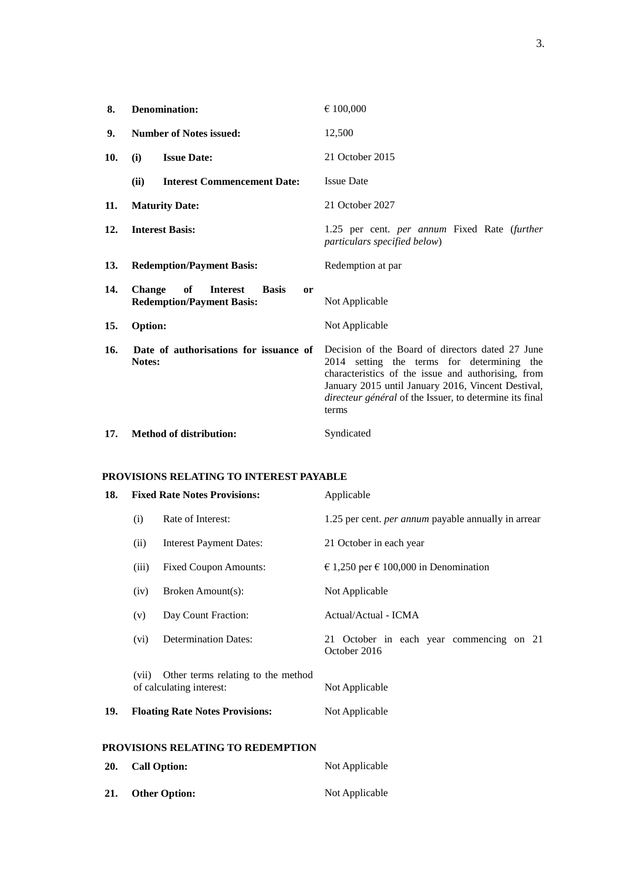| | | |
|---|---|---|
| **8.** | **Denomination:** | € 100,000 |
| **9.** | **Number of Notes issued:** | 12,500 |
| **10.** | **(i) Issue Date:** | 21 October 2015 |
| | **(ii) Interest Commencement Date:** | Issue Date |
| **11.** | **Maturity Date:** | 21 October 2027 |
| **12.** | **Interest Basis:** | 1.25 per cent. *per annum* Fixed Rate (*further particulars specified below*) |
| **13.** | **Redemption/Payment Basis:** | Redemption at par |
| **14.** | **Change of Interest Basis or Redemption/Payment Basis:** | Not Applicable |
| **15.** | **Option:** | Not Applicable |
| **16.** | **Date of authorisations for issuance of Notes:** | Decision of the Board of directors dated 27 June 2014 setting the terms for determining the characteristics of the issue and authorising, from January 2015 until January 2016, Vincent Destival, *directeur général* of the Issuer, to determine its final terms |
| **17.** | **Method of distribution:** | Syndicated |

**PROVISIONS RELATING TO INTEREST PAYABLE**

| | | |
|---|---|---|
| **18.** | **Fixed Rate Notes Provisions:** | Applicable |
| | (i) Rate of Interest: | 1.25 per cent. *per annum* payable annually in arrear |
| | (ii) Interest Payment Dates: | 21 October in each year |
| | (iii) Fixed Coupon Amounts: | € 1,250 per € 100,000 in Denomination |
| | (iv) Broken Amount(s): | Not Applicable |
| | (v) Day Count Fraction: | Actual/Actual - ICMA |
| | (vi) Determination Dates: | 21 October in each year commencing on 21 October 2016 |
| | (vii) Other terms relating to the method of calculating interest: | Not Applicable |
| **19.** | **Floating Rate Notes Provisions:** | Not Applicable |

**PROVISIONS RELATING TO REDEMPTION**

| | | |
|---|---|---|
| **20.** | **Call Option:** | Not Applicable |
| **21.** | **Other Option:** | Not Applicable |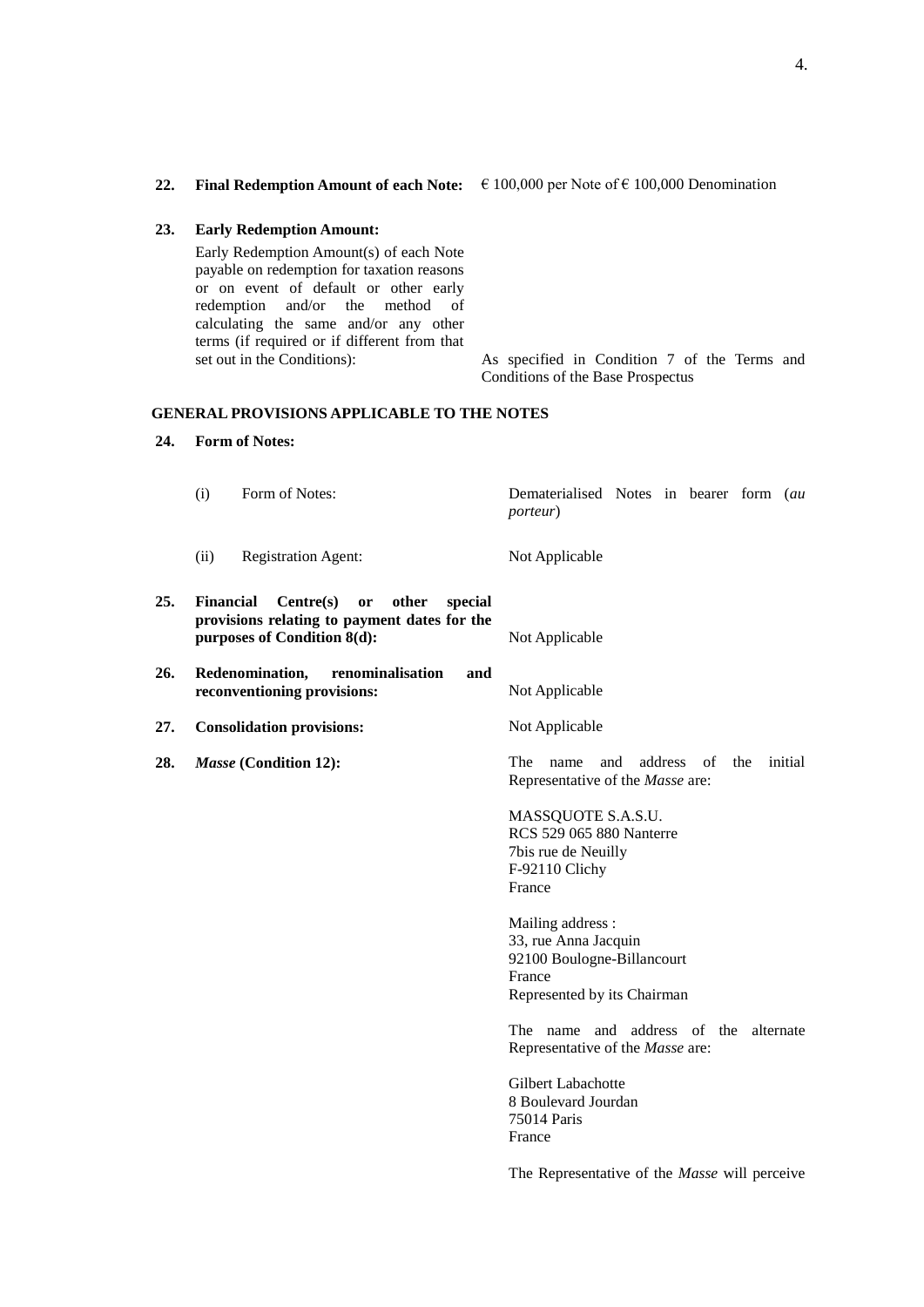| | | |
|---|---|---|
| **22.** | **Final Redemption Amount of each Note:** | € 100,000 per Note of € 100,000 Denomination |
| **23.** | **Early Redemption Amount:**<br><br>Early Redemption Amount(s) of each Note payable on redemption for taxation reasons or on event of default or other early redemption and/or the method of calculating the same and/or any other terms (if required or if different from that set out in the Conditions): | As specified in Condition 7 of the Terms and Conditions of the Base Prospectus |

**GENERAL PROVISIONS APPLICABLE TO THE NOTES**

| | | |
|---|---|---|
| **24.** | **Form of Notes:** | |
| | (i) Form of Notes: | Dematerialised Notes in bearer form (*au porteur*) |
| | (ii) Registration Agent: | Not Applicable |
| **25.** | **Financial Centre(s) or other special provisions relating to payment dates for the purposes of Condition 8(d):** | Not Applicable |
| **26.** | **Redenomination, renominalisation and reconventioning provisions:** | Not Applicable |
| **27.** | **Consolidation provisions:** | Not Applicable |
| **28.** | ***Masse* (Condition 12):** | The name and address of the initial Representative of the *Masse* are:<br><br>MASSQUOTE S.A.S.U.<br>RCS 529 065 880 Nanterre<br>7bis rue de Neuilly<br>F-92110 Clichy<br>France<br><br>Mailing address :<br>33, rue Anna Jacquin<br>92100 Boulogne-Billancourt<br>France<br>Represented by its Chairman<br><br>The name and address of the alternate Representative of the *Masse* are:<br><br>Gilbert Labachotte<br>8 Boulevard Jourdan<br>75014 Paris<br>France<br><br>The Representative of the *Masse* will perceive |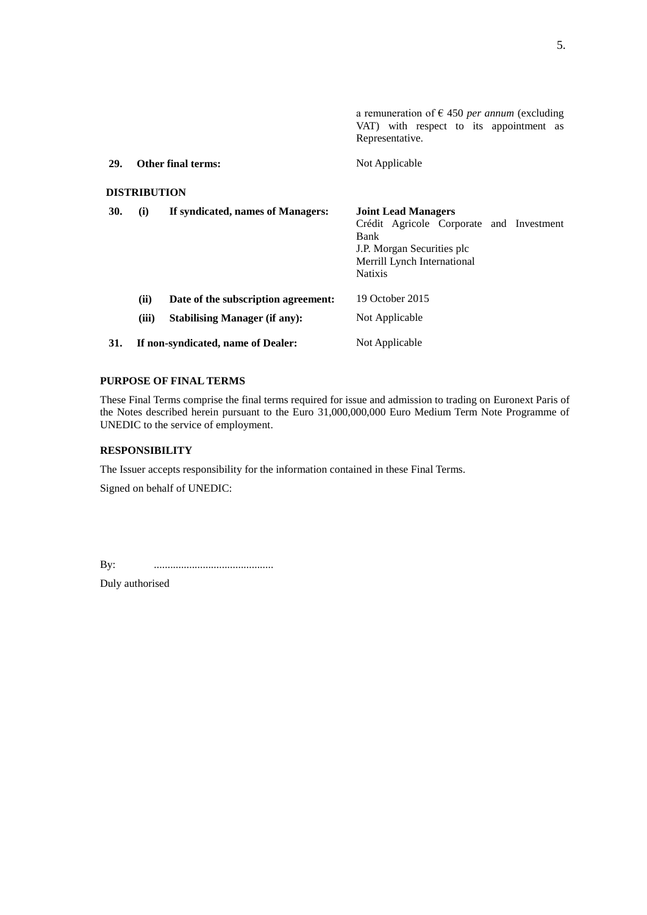| | | |
|---|---|---|
| | | a remuneration of € 450 *per annum* (excluding VAT) with respect to its appointment as Representative. |
| **29.** | **Other final terms:** | Not Applicable |

**DISTRIBUTION**

| | | | |
|---|---|---|---|
| **30.** | **(i)** | **If syndicated, names of Managers:** | **Joint Lead Managers**<br>Crédit Agricole Corporate and Investment Bank<br>J.P. Morgan Securities plc<br>Merrill Lynch International<br>Natixis |
| | **(ii)** | **Date of the subscription agreement:** | 19 October 2015 |
| | **(iii)** | **Stabilising Manager (if any):** | Not Applicable |
| **31.** | | **If non-syndicated, name of Dealer:** | Not Applicable |

**PURPOSE OF FINAL TERMS**

These Final Terms comprise the final terms required for issue and admission to trading on Euronext Paris of the Notes described herein pursuant to the Euro 31,000,000,000 Euro Medium Term Note Programme of UNEDIC to the service of employment.

**RESPONSIBILITY**

The Issuer accepts responsibility for the information contained in these Final Terms.

Signed on behalf of UNEDIC:

By: ............................................

Duly authorised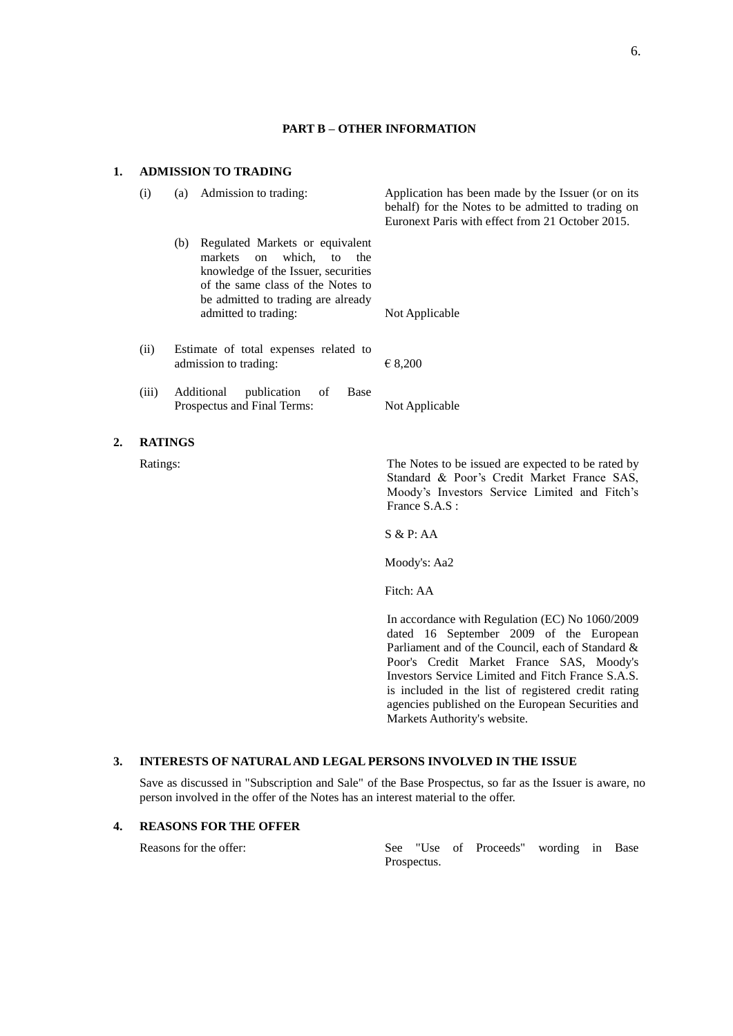**PART B – OTHER INFORMATION**

**1. ADMISSION TO TRADING**

| | | |
|---|---|---|
| (i) | (a) Admission to trading: | Application has been made by the Issuer (or on its behalf) for the Notes to be admitted to trading on Euronext Paris with effect from 21 October 2015. |
| | (b) Regulated Markets or equivalent markets on which, to the knowledge of the Issuer, securities of the same class of the Notes to be admitted to trading are already admitted to trading: | Not Applicable |
| (ii) | Estimate of total expenses related to admission to trading: | € 8,200 |
| (iii) | Additional publication of Base Prospectus and Final Terms: | Not Applicable |

**2. RATINGS**

Ratings:

The Notes to be issued are expected to be rated by Standard & Poor's Credit Market France SAS, Moody's Investors Service Limited and Fitch's France S.A.S :

S & P: AA

Moody's: Aa2

Fitch: AA

In accordance with Regulation (EC) No 1060/2009 dated 16 September 2009 of the European Parliament and of the Council, each of Standard & Poor's Credit Market France SAS, Moody's Investors Service Limited and Fitch France S.A.S. is included in the list of registered credit rating agencies published on the European Securities and Markets Authority's website.

**3. INTERESTS OF NATURAL AND LEGAL PERSONS INVOLVED IN THE ISSUE**

Save as discussed in "Subscription and Sale" of the Base Prospectus, so far as the Issuer is aware, no person involved in the offer of the Notes has an interest material to the offer.

**4. REASONS FOR THE OFFER**

Reasons for the offer: See "Use of Proceeds" wording in Base Prospectus.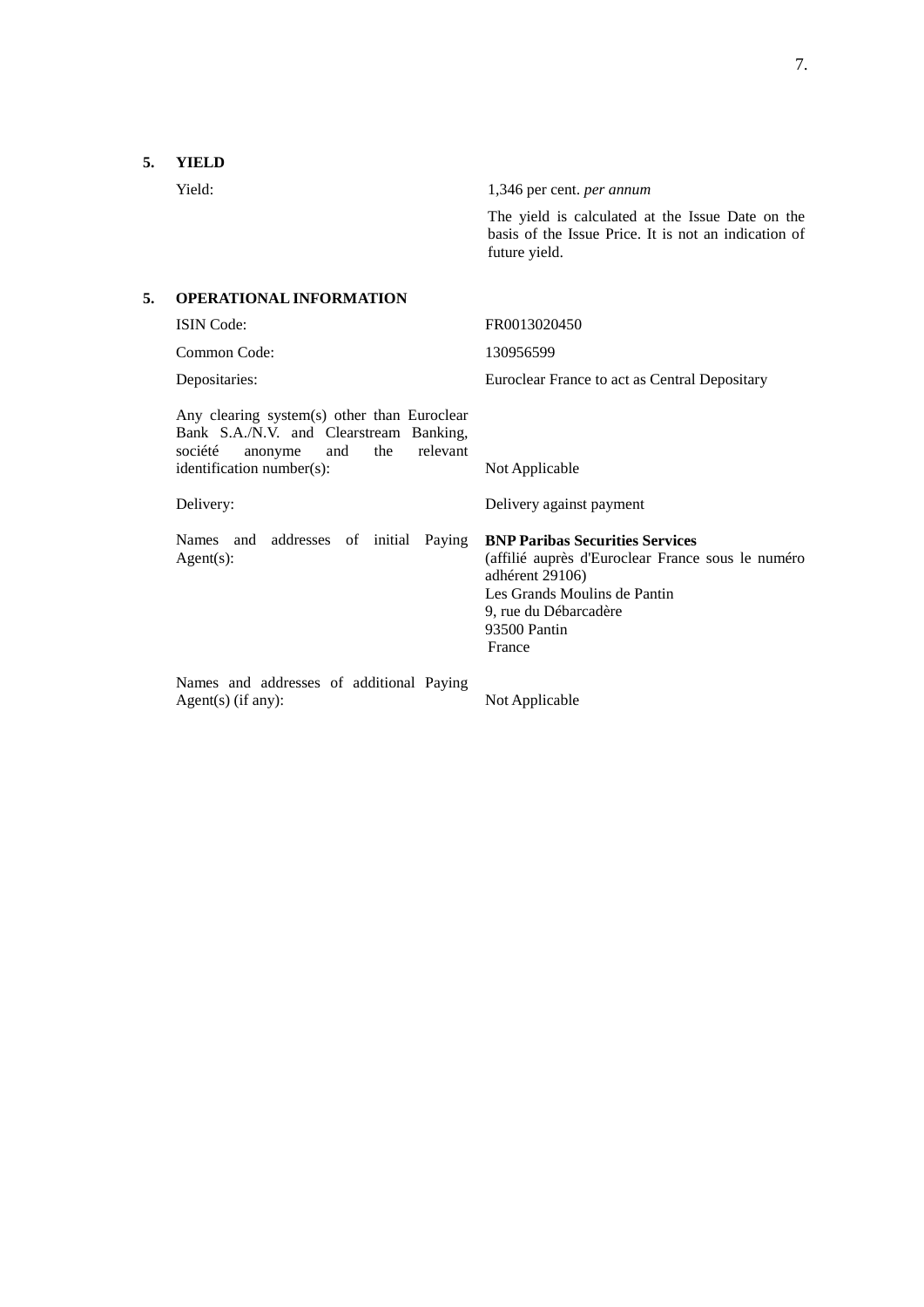## 5. YIELD

| | |
|---|---|
| Yield: | 1,346 per cent. *per annum* |
| | The yield is calculated at the Issue Date on the basis of the Issue Price. It is not an indication of future yield. |

## 5. OPERATIONAL INFORMATION

| | |
|---|---|
| ISIN Code: | FR0013020450 |
| Common Code: | 130956599 |
| Depositaries: | Euroclear France to act as Central Depositary |
| Any clearing system(s) other than Euroclear Bank S.A./N.V. and Clearstream Banking, société anonyme and the relevant identification number(s): | Not Applicable |
| Delivery: | Delivery against payment |
| Names and addresses of initial Paying Agent(s): | **BNP Paribas Securities Services**<br>(affilié auprès d'Euroclear France sous le numéro adhérent 29106)<br>Les Grands Moulins de Pantin<br>9, rue du Débarcadère<br>93500 Pantin<br>France |
| Names and addresses of additional Paying Agent(s) (if any): | Not Applicable |